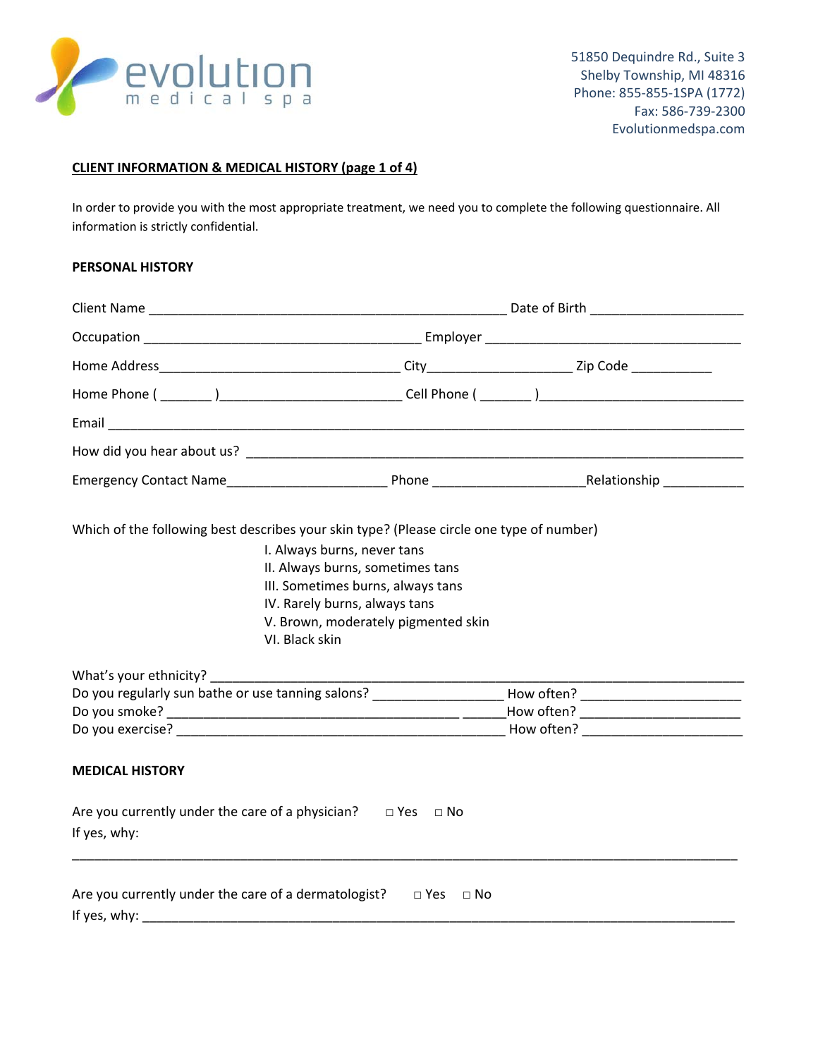evolution
medical spa

51850 Dequindre Rd., Suite 3
Shelby Township, MI 48316
Phone: 855-855-1SPA (1772)
Fax: 586-739-2300
Evolutionmedspa.com

## CLIENT INFORMATION & MEDICAL HISTORY (page 1 of 4)

In order to provide you with the most appropriate treatment, we need you to complete the following questionnaire. All information is strictly confidential.

### PERSONAL HISTORY

Client Name ___________________________________________________ Date of Birth ____________________

Occupation ________________________________________ Employer _____________________________________

Home Address__________________________________ City____________________ Zip Code ___________

Home Phone ( _______ )_________________________ Cell Phone ( _______ )____________________________

Email ____________________________________________________________________________________________

How did you hear about us? ______________________________________________________________________

Emergency Contact Name______________________ Phone _____________________Relationship ___________

Which of the following best describes your skin type? (Please circle one type of number)

I. Always burns, never tans
II. Always burns, sometimes tans
III. Sometimes burns, always tans
IV. Rarely burns, always tans
V. Brown, moderately pigmented skin
VI. Black skin

What's your ethnicity? ____________________________________________________________________________
Do you regularly sun bathe or use tanning salons? __________________ How often? ______________________
Do you smoke? __________________________________________ ______How often? ______________________
Do you exercise? _______________________________________________ How often? ______________________

### MEDICAL HISTORY

Are you currently under the care of a physician? □ Yes □ No
If yes, why:

_____________________________________________________________________________________________

Are you currently under the care of a dermatologist? □ Yes □ No
If yes, why: _____________________________________________________________________________________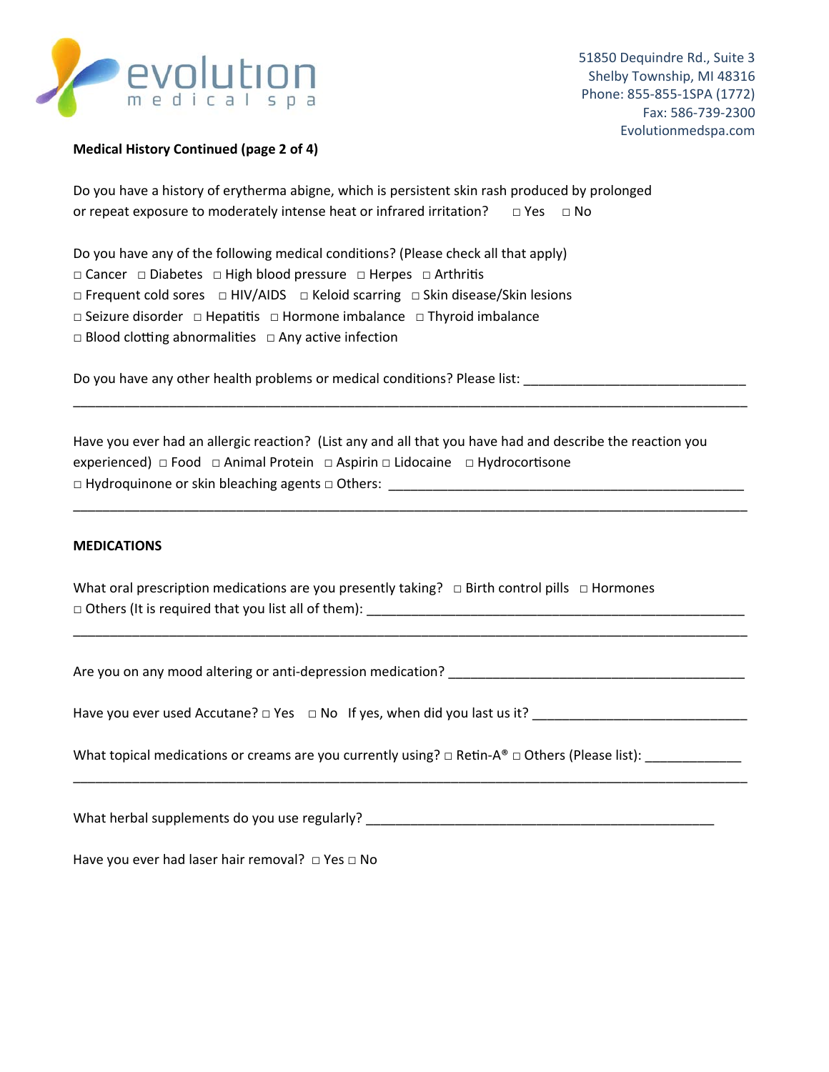evolution medical spa

51850 Dequindre Rd., Suite 3
Shelby Township, MI 48316
Phone: 855-855-1SPA (1772)
Fax: 586-739-2300
Evolutionmedspa.com

**Medical History Continued (page 2 of 4)**

Do you have a history of erytherma abigne, which is persistent skin rash produced by prolonged or repeat exposure to moderately intense heat or infrared irritation? □ Yes □ No

Do you have any of the following medical conditions? (Please check all that apply)
□ Cancer □ Diabetes □ High blood pressure □ Herpes □ Arthritis
□ Frequent cold sores □ HIV/AIDS □ Keloid scarring □ Skin disease/Skin lesions
□ Seizure disorder □ Hepatitis □ Hormone imbalance □ Thyroid imbalance
□ Blood clotting abnormalities □ Any active infection

Do you have any other health problems or medical conditions? Please list: ______________________________
______________________________________________________________________________________________

Have you ever had an allergic reaction? (List any and all that you have had and describe the reaction you experienced) □ Food □ Animal Protein □ Aspirin □ Lidocaine □ Hydrocortisone
□ Hydroquinone or skin bleaching agents □ Others: __________________________________________________
______________________________________________________________________________________________

**MEDICATIONS**

What oral prescription medications are you presently taking? □ Birth control pills □ Hormones
□ Others (It is required that you list all of them): ____________________________________________________
______________________________________________________________________________________________

Are you on any mood altering or anti-depression medication? _________________________________________

Have you ever used Accutane? □ Yes □ No If yes, when did you last us it? _____________________________

What topical medications or creams are you currently using? □ Retin-A® □ Others (Please list): _____________
______________________________________________________________________________________________

What herbal supplements do you use regularly? ________________________________________________

Have you ever had laser hair removal? □ Yes □ No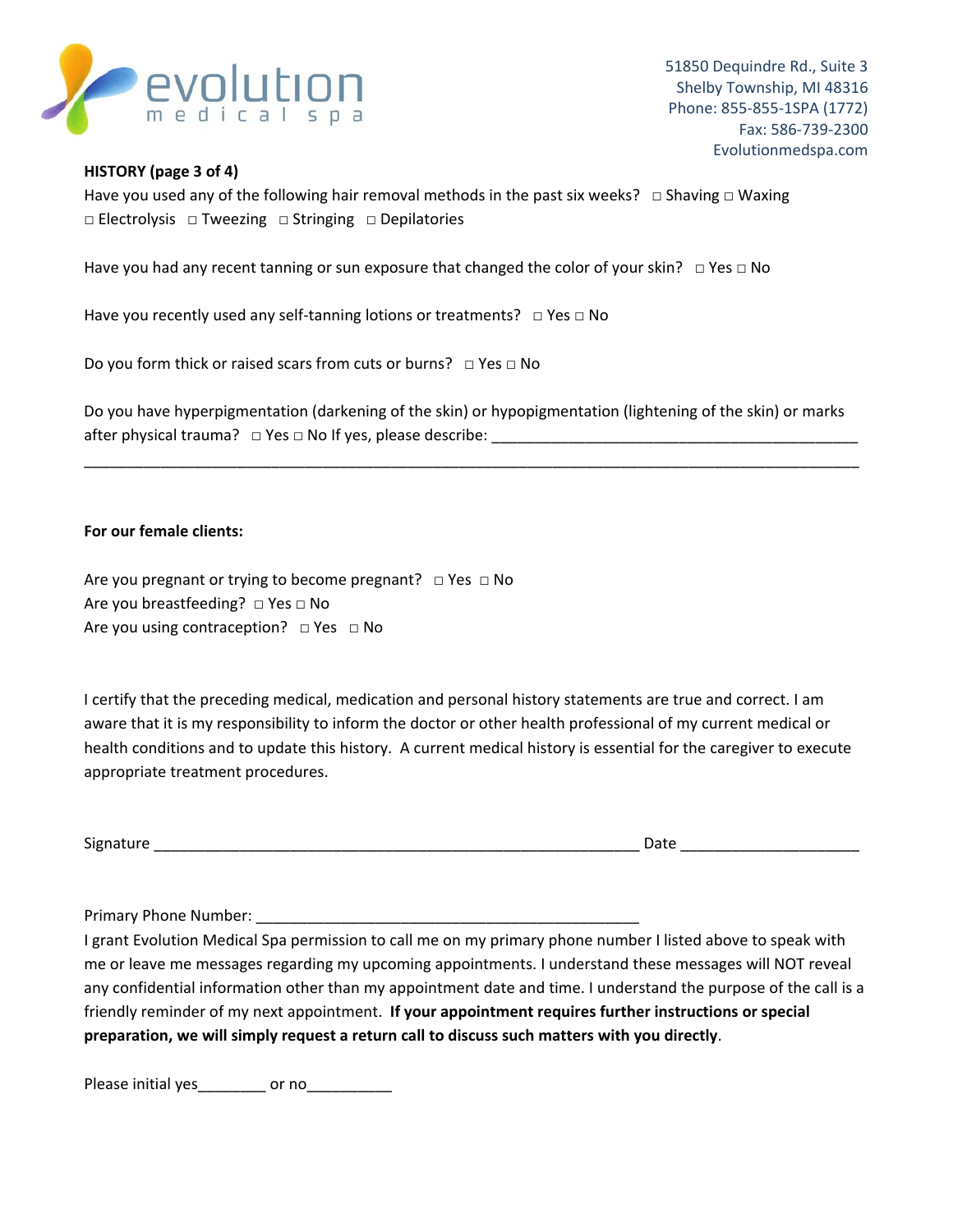51850 Dequindre Rd., Suite 3
Shelby Township, MI 48316
Phone: 855-855-1SPA (1772)
Fax: 586-739-2300
Evolutionmedspa.com

**HISTORY (page 3 of 4)**

Have you used any of the following hair removal methods in the past six weeks? □ Shaving □ Waxing □ Electrolysis □ Tweezing □ Stringing □ Depilatories

Have you had any recent tanning or sun exposure that changed the color of your skin? □ Yes □ No

Have you recently used any self-tanning lotions or treatments? □ Yes □ No

Do you form thick or raised scars from cuts or burns? □ Yes □ No

Do you have hyperpigmentation (darkening of the skin) or hypopigmentation (lightening of the skin) or marks after physical trauma? □ Yes □ No If yes, please describe: ____________________________________________

________________________________________________________________________________________________

**For our female clients:**

Are you pregnant or trying to become pregnant? □ Yes □ No
Are you breastfeeding? □ Yes □ No
Are you using contraception? □ Yes □ No

I certify that the preceding medical, medication and personal history statements are true and correct. I am aware that it is my responsibility to inform the doctor or other health professional of my current medical or health conditions and to update this history. A current medical history is essential for the caregiver to execute appropriate treatment procedures.

Signature ___________________________________________________________ Date _____________________

Primary Phone Number: _______________________________________________

I grant Evolution Medical Spa permission to call me on my primary phone number I listed above to speak with me or leave me messages regarding my upcoming appointments. I understand these messages will NOT reveal any confidential information other than my appointment date and time. I understand the purpose of the call is a friendly reminder of my next appointment. **If your appointment requires further instructions or special preparation, we will simply request a return call to discuss such matters with you directly**.

Please initial yes________ or no__________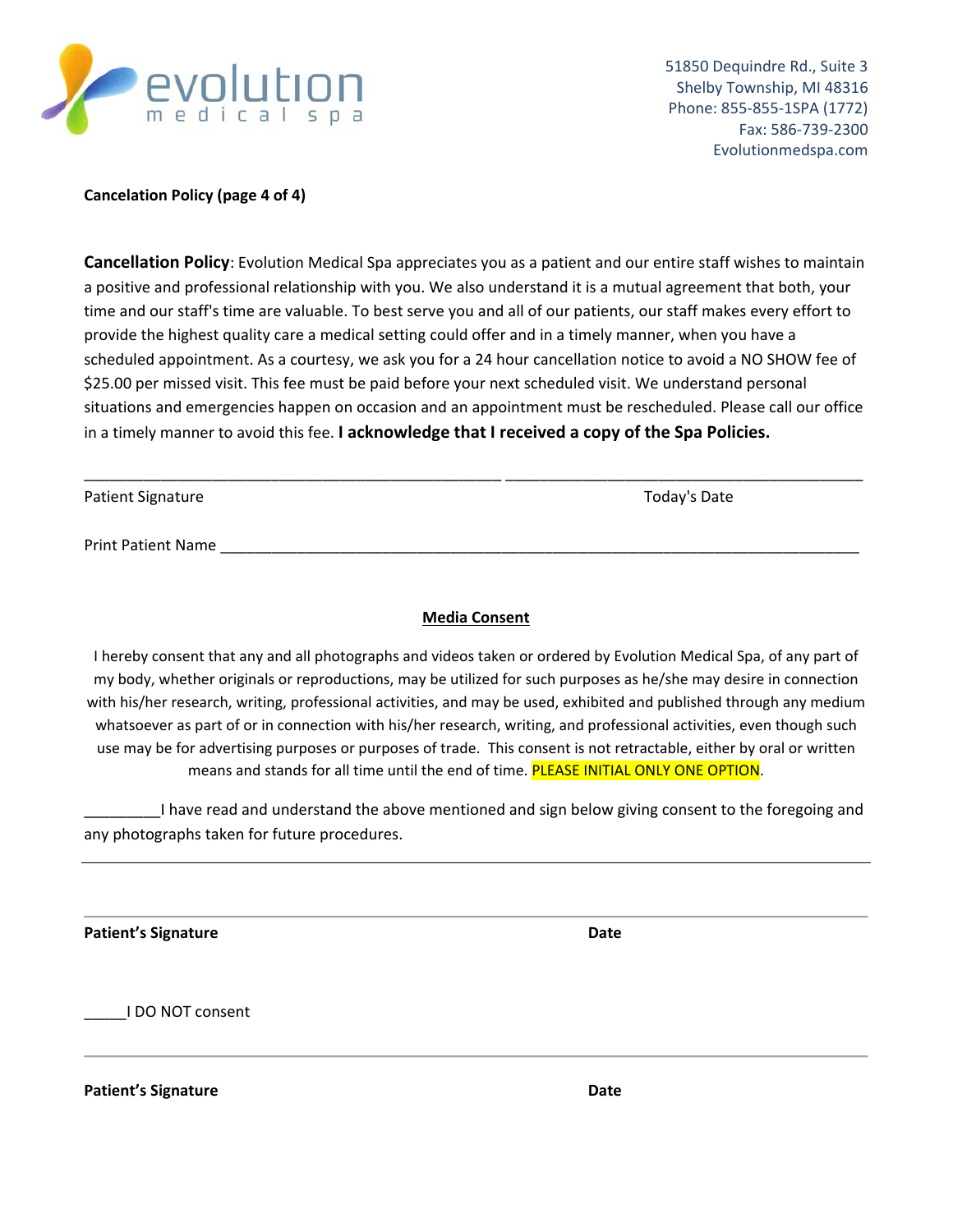evolution medical spa

51850 Dequindre Rd., Suite 3
Shelby Township, MI 48316
Phone: 855-855-1SPA (1772)
Fax: 586-739-2300
Evolutionmedspa.com

**Cancelation Policy (page 4 of 4)**

**Cancellation Policy**: Evolution Medical Spa appreciates you as a patient and our entire staff wishes to maintain a positive and professional relationship with you. We also understand it is a mutual agreement that both, your time and our staff's time are valuable. To best serve you and all of our patients, our staff makes every effort to provide the highest quality care a medical setting could offer and in a timely manner, when you have a scheduled appointment. As a courtesy, we ask you for a 24 hour cancellation notice to avoid a NO SHOW fee of $25.00 per missed visit. This fee must be paid before your next scheduled visit. We understand personal situations and emergencies happen on occasion and an appointment must be rescheduled. Please call our office in a timely manner to avoid this fee. **I acknowledge that I received a copy of the Spa Policies.**

_________________________________________________ __________________________________________

Patient Signature                                                                                    Today's Date

Print Patient Name ___________________________________________________________________________

**Media Consent**

I hereby consent that any and all photographs and videos taken or ordered by Evolution Medical Spa, of any part of my body, whether originals or reproductions, may be utilized for such purposes as he/she may desire in connection with his/her research, writing, professional activities, and may be used, exhibited and published through any medium whatsoever as part of or in connection with his/her research, writing, and professional activities, even though such use may be for advertising purposes or purposes of trade. This consent is not retractable, either by oral or written means and stands for all time until the end of time. PLEASE INITIAL ONLY ONE OPTION.

_________I have read and understand the above mentioned and sign below giving consent to the foregoing and any photographs taken for future procedures.

**Patient's Signature**                                                                                    **Date**

_____I DO NOT consent

**Patient's Signature**                                                                                    **Date**